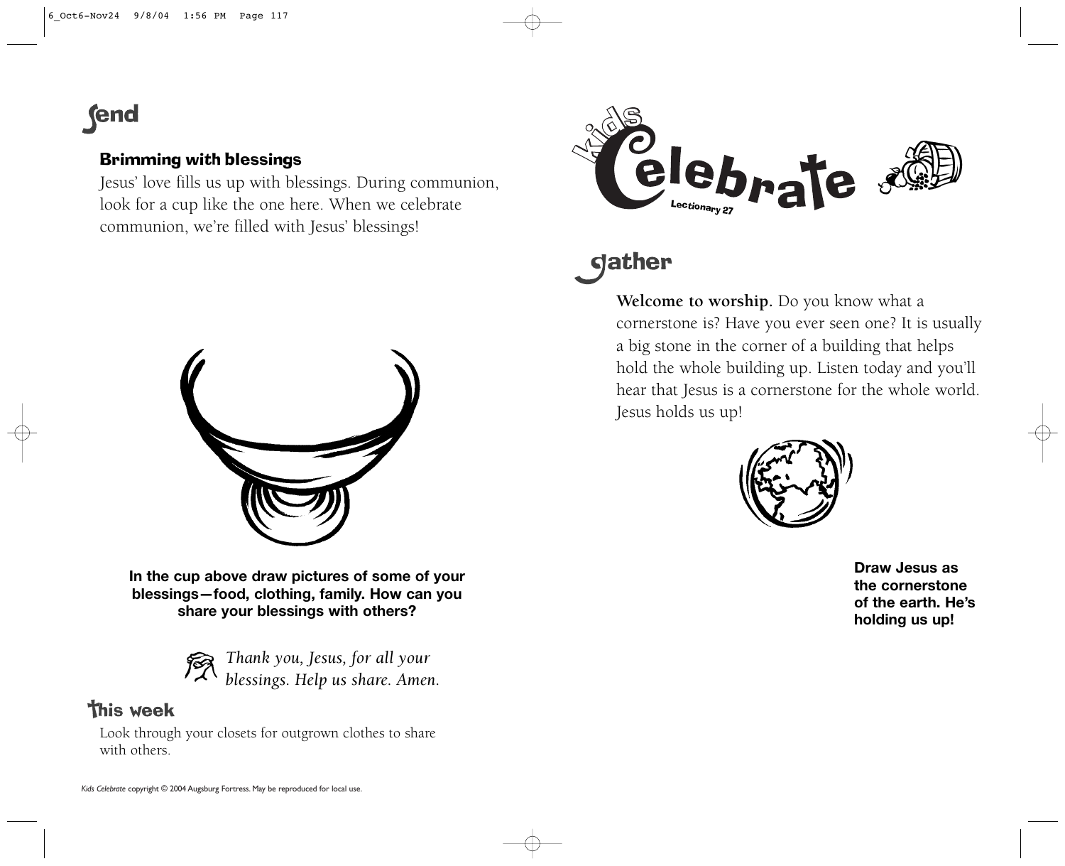## Send

### Brimming with blessings

Jesus' love fills us up with blessings. During communion, look for a cup like the one here. When we celebrate communion, we're filled with Jesus' blessings!

**In the cup above draw pictures of some of your blessings—food, clothing, family. How can you share your blessings with others?**

*Thank you, Jesus, for all your blessings. Help us share. Amen.*

### This week

Look through your closets for outgrown clothes to share with others.

*Kids Celebrate* copyright © 2004 Augsburg Fortress. May be reproduced for local use.

# Kids Celebrate

Lectionary 27

## Gather

**Welcome to worship.** Do you know what a cornerstone is? Have you ever seen one? It is usually a big stone in the corner of a building that helps hold the whole building up. Listen today and you'll hear that Jesus is a cornerstone for the whole world. Jesus holds us up!

**Draw Jesus as the cornerstone of the earth. He's holding us up!**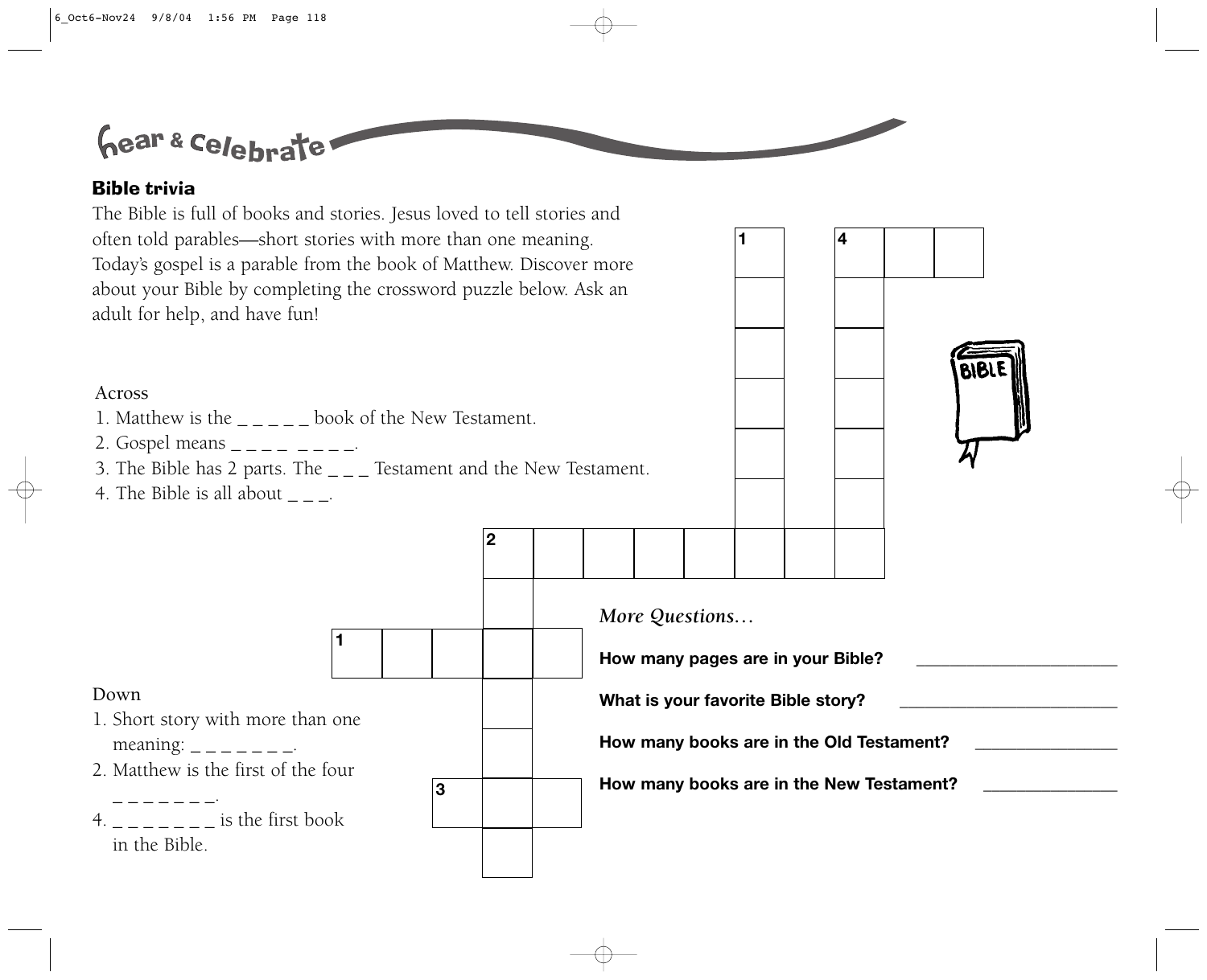# hear & celebrate

### Bible trivia

The Bible is full of books and stories. Jesus loved to tell stories and often told parables—short stories with more than one meaning. Today's gospel is a parable from the book of Matthew. Discover more about your Bible by completing the crossword puzzle below. Ask an adult for help, and have fun!

Across

1. Matthew is the _ _ _ _ _ book of the New Testament.
2. Gospel means _ _ _ _  _ _ _ _.
3. The Bible has 2 parts. The _ _ _ Testament and the New Testament.
4. The Bible is all about _ _ _.

Down

1. Short story with more than one meaning: _ _ _ _ _ _ _.
2. Matthew is the first of the four _ _ _ _ _ _ _.
4. _ _ _ _ _ _ _ is the first book in the Bible.

*More Questions…*

**How many pages are in your Bible?** ______________________

**What is your favorite Bible story?** ______________________

**How many books are in the Old Testament?** ______________

**How many books are in the New Testament?** ______________